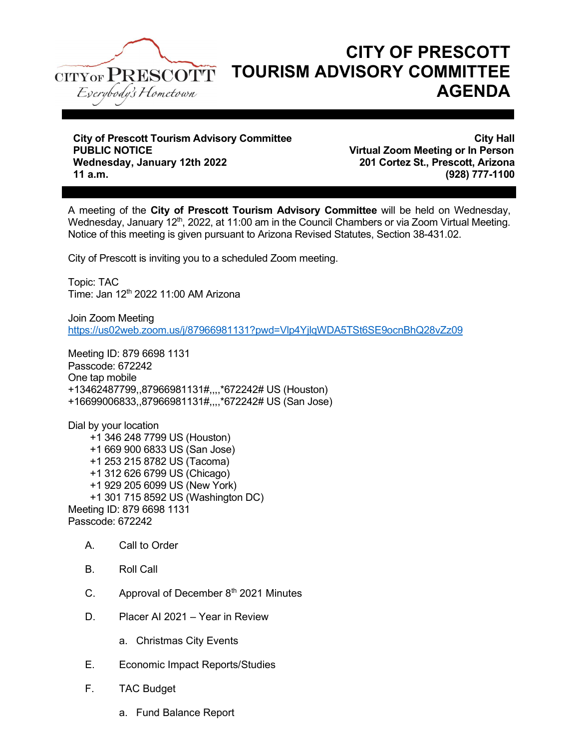# CITY OF PRESCOTT TOURISM ADVISORY COMMITTEE AGENDA

**City of Prescott Tourism Advisory Committee**
**PUBLIC NOTICE**
**Wednesday, January 12th 2022**
**11 a.m.**

**City Hall**
**Virtual Zoom Meeting or In Person**
**201 Cortez St., Prescott, Arizona**
**(928) 777-1100**

A meeting of the **City of Prescott Tourism Advisory Committee** will be held on Wednesday, Wednesday, January 12th, 2022, at 11:00 am in the Council Chambers or via Zoom Virtual Meeting. Notice of this meeting is given pursuant to Arizona Revised Statutes, Section 38-431.02.

City of Prescott is inviting you to a scheduled Zoom meeting.

Topic: TAC
Time: Jan 12th 2022 11:00 AM Arizona

Join Zoom Meeting
https://us02web.zoom.us/j/87966981131?pwd=Vlp4YjlqWDA5TSt6SE9ocnBhQ28vZz09

Meeting ID: 879 6698 1131
Passcode: 672242
One tap mobile
+13462487799,,87966981131#,,,,*672242# US (Houston)
+16699006833,,87966981131#,,,,*672242# US (San Jose)

Dial by your location
- +1 346 248 7799 US (Houston)
- +1 669 900 6833 US (San Jose)
- +1 253 215 8782 US (Tacoma)
- +1 312 626 6799 US (Chicago)
- +1 929 205 6099 US (New York)
- +1 301 715 8592 US (Washington DC)

Meeting ID: 879 6698 1131
Passcode: 672242

A. Call to Order

B. Roll Call

C. Approval of December 8th 2021 Minutes

D. Placer AI 2021 – Year in Review

   a. Christmas City Events

E. Economic Impact Reports/Studies

F. TAC Budget

   a. Fund Balance Report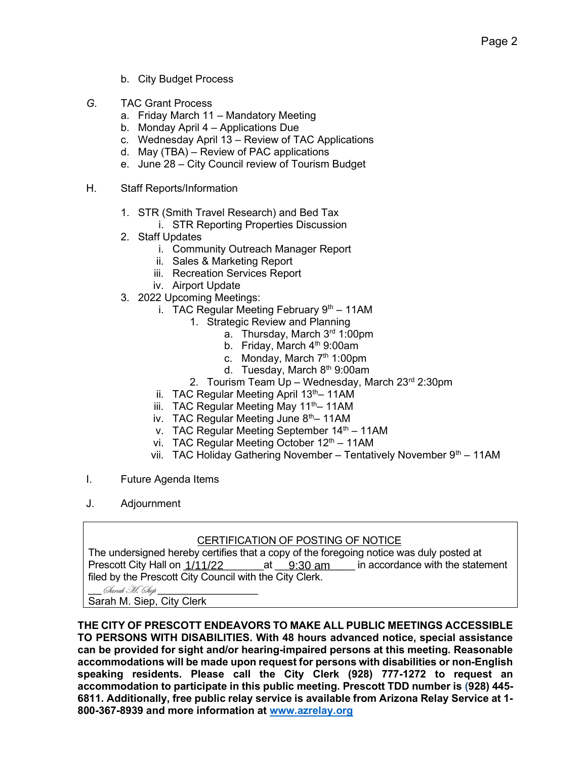b. City Budget Process

G. TAC Grant Process

a. Friday March 11 – Mandatory Meeting
b. Monday April 4 – Applications Due
c. Wednesday April 13 – Review of TAC Applications
d. May (TBA) – Review of PAC applications
e. June 28 – City Council review of Tourism Budget

H. Staff Reports/Information

1. STR (Smith Travel Research) and Bed Tax
   i. STR Reporting Properties Discussion
2. Staff Updates
   i. Community Outreach Manager Report
   ii. Sales & Marketing Report
   iii. Recreation Services Report
   iv. Airport Update
3. 2022 Upcoming Meetings:
   i. TAC Regular Meeting February 9th – 11AM
      1. Strategic Review and Planning
         a. Thursday, March 3rd 1:00pm
         b. Friday, March 4th 9:00am
         c. Monday, March 7th 1:00pm
         d. Tuesday, March 8th 9:00am
      2. Tourism Team Up – Wednesday, March 23rd 2:30pm
   ii. TAC Regular Meeting April 13th– 11AM
   iii. TAC Regular Meeting May 11th– 11AM
   iv. TAC Regular Meeting June 8th– 11AM
   v. TAC Regular Meeting September 14th – 11AM
   vi. TAC Regular Meeting October 12th – 11AM
   vii. TAC Holiday Gathering November – Tentatively November 9th – 11AM

I. Future Agenda Items

J. Adjournment

CERTIFICATION OF POSTING OF NOTICE

The undersigned hereby certifies that a copy of the foregoing notice was duly posted at Prescott City Hall on 1/11/22 at 9:30 am in accordance with the statement filed by the Prescott City Council with the City Clerk.

*Sarah M. Siep*

Sarah M. Siep, City Clerk

**THE CITY OF PRESCOTT ENDEAVORS TO MAKE ALL PUBLIC MEETINGS ACCESSIBLE TO PERSONS WITH DISABILITIES. With 48 hours advanced notice, special assistance can be provided for sight and/or hearing-impaired persons at this meeting. Reasonable accommodations will be made upon request for persons with disabilities or non-English speaking residents. Please call the City Clerk (928) 777-1272 to request an accommodation to participate in this public meeting. Prescott TDD number is (928) 445-6811. Additionally, free public relay service is available from Arizona Relay Service at 1-800-367-8939 and more information at www.azrelay.org**